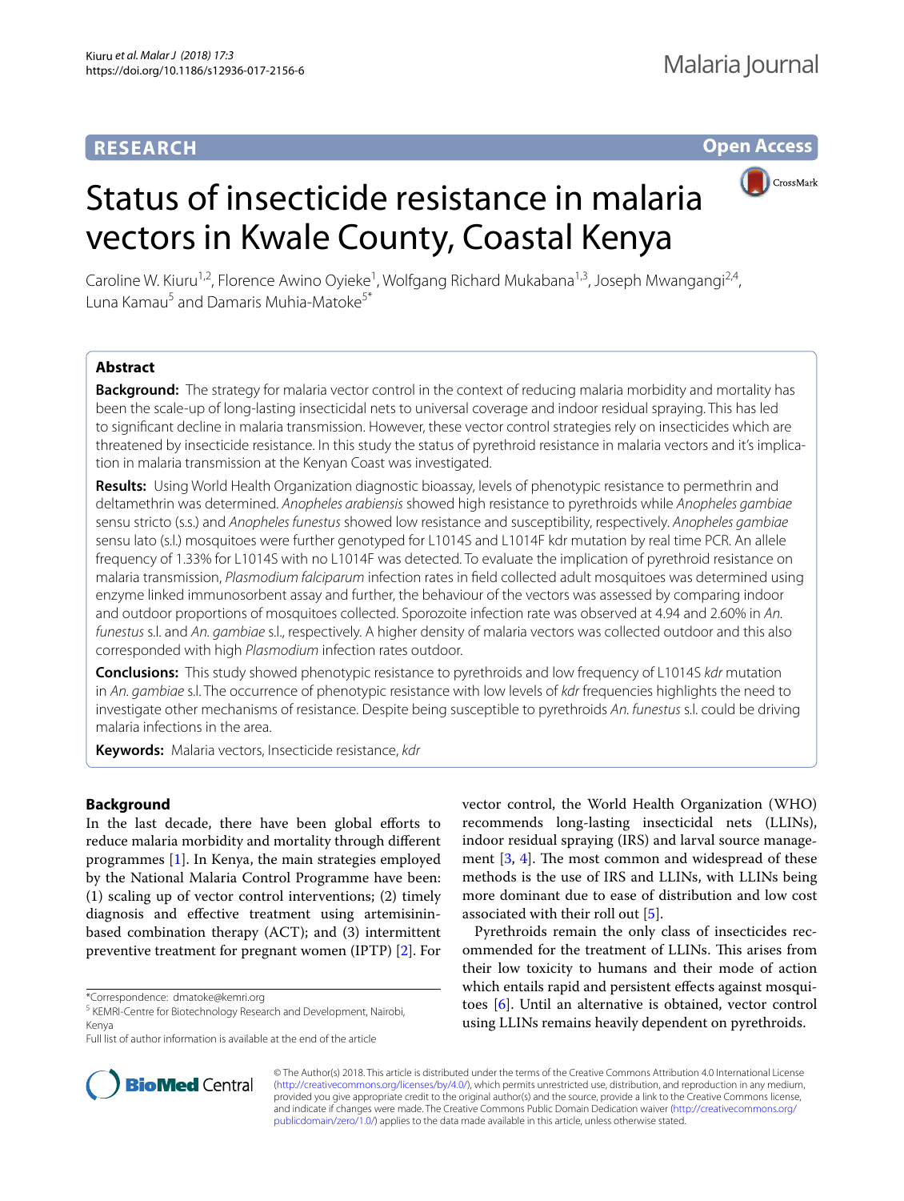RESEARCH

Open Access

# Status of insecticide resistance in malaria vectors in Kwale County, Coastal Kenya

Caroline W. Kiuru[1,2], Florence Awino Oyieke[1], Wolfgang Richard Mukabana[1,3], Joseph Mwangangi[2,4], Luna Kamau[5] and Damaris Muhia-Matoke[5*]

## Abstract

**Background:** The strategy for malaria vector control in the context of reducing malaria morbidity and mortality has been the scale-up of long-lasting insecticidal nets to universal coverage and indoor residual spraying. This has led to significant decline in malaria transmission. However, these vector control strategies rely on insecticides which are threatened by insecticide resistance. In this study the status of pyrethroid resistance in malaria vectors and it's implication in malaria transmission at the Kenyan Coast was investigated.

**Results:** Using World Health Organization diagnostic bioassay, levels of phenotypic resistance to permethrin and deltamethrin was determined. *Anopheles arabiensis* showed high resistance to pyrethroids while *Anopheles gambiae* sensu stricto (s.s.) and *Anopheles funestus* showed low resistance and susceptibility, respectively. *Anopheles gambiae* sensu lato (s.l.) mosquitoes were further genotyped for L1014S and L1014F kdr mutation by real time PCR. An allele frequency of 1.33% for L1014S with no L1014F was detected. To evaluate the implication of pyrethroid resistance on malaria transmission, *Plasmodium falciparum* infection rates in field collected adult mosquitoes was determined using enzyme linked immunosorbent assay and further, the behaviour of the vectors was assessed by comparing indoor and outdoor proportions of mosquitoes collected. Sporozoite infection rate was observed at 4.94 and 2.60% in *An. funestus* s.l. and *An. gambiae* s.l., respectively. A higher density of malaria vectors was collected outdoor and this also corresponded with high *Plasmodium* infection rates outdoor.

**Conclusions:** This study showed phenotypic resistance to pyrethroids and low frequency of L1014S *kdr* mutation in *An. gambiae* s.l. The occurrence of phenotypic resistance with low levels of *kdr* frequencies highlights the need to investigate other mechanisms of resistance. Despite being susceptible to pyrethroids *An. funestus* s.l. could be driving malaria infections in the area.

**Keywords:** Malaria vectors, Insecticide resistance, *kdr*

## Background

In the last decade, there have been global efforts to reduce malaria morbidity and mortality through different programmes [1]. In Kenya, the main strategies employed by the National Malaria Control Programme have been: (1) scaling up of vector control interventions; (2) timely diagnosis and effective treatment using artemisinin-based combination therapy (ACT); and (3) intermittent preventive treatment for pregnant women (IPTP) [2]. For vector control, the World Health Organization (WHO) recommends long-lasting insecticidal nets (LLINs), indoor residual spraying (IRS) and larval source management [3, 4]. The most common and widespread of these methods is the use of IRS and LLINs, with LLINs being more dominant due to ease of distribution and low cost associated with their roll out [5].

Pyrethroids remain the only class of insecticides recommended for the treatment of LLINs. This arises from their low toxicity to humans and their mode of action which entails rapid and persistent effects against mosquitoes [6]. Until an alternative is obtained, vector control using LLINs remains heavily dependent on pyrethroids.

*Correspondence: dmatoke@kemri.org
[5] KEMRI-Centre for Biotechnology Research and Development, Nairobi, Kenya
Full list of author information is available at the end of the article

© The Author(s) 2018. This article is distributed under the terms of the Creative Commons Attribution 4.0 International License (http://creativecommons.org/licenses/by/4.0/), which permits unrestricted use, distribution, and reproduction in any medium, provided you give appropriate credit to the original author(s) and the source, provide a link to the Creative Commons license, and indicate if changes were made. The Creative Commons Public Domain Dedication waiver (http://creativecommons.org/publicdomain/zero/1.0/) applies to the data made available in this article, unless otherwise stated.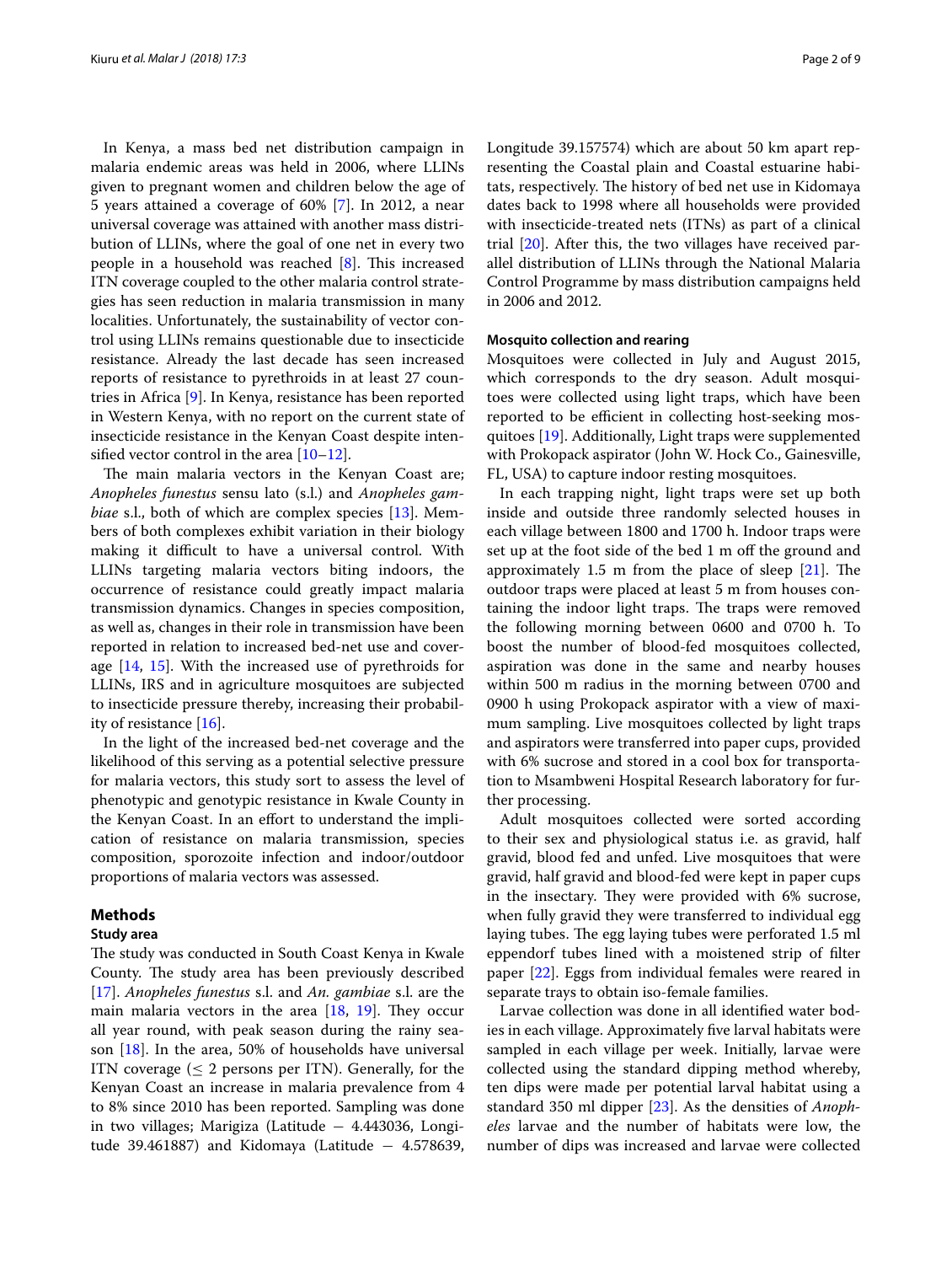In Kenya, a mass bed net distribution campaign in malaria endemic areas was held in 2006, where LLINs given to pregnant women and children below the age of 5 years attained a coverage of 60% [7]. In 2012, a near universal coverage was attained with another mass distribution of LLINs, where the goal of one net in every two people in a household was reached [8]. This increased ITN coverage coupled to the other malaria control strategies has seen reduction in malaria transmission in many localities. Unfortunately, the sustainability of vector control using LLINs remains questionable due to insecticide resistance. Already the last decade has seen increased reports of resistance to pyrethroids in at least 27 countries in Africa [9]. In Kenya, resistance has been reported in Western Kenya, with no report on the current state of insecticide resistance in the Kenyan Coast despite intensified vector control in the area [10–12].

The main malaria vectors in the Kenyan Coast are; *Anopheles funestus* sensu lato (s.l.) and *Anopheles gambiae* s.l., both of which are complex species [13]. Members of both complexes exhibit variation in their biology making it difficult to have a universal control. With LLINs targeting malaria vectors biting indoors, the occurrence of resistance could greatly impact malaria transmission dynamics. Changes in species composition, as well as, changes in their role in transmission have been reported in relation to increased bed-net use and coverage [14, 15]. With the increased use of pyrethroids for LLINs, IRS and in agriculture mosquitoes are subjected to insecticide pressure thereby, increasing their probability of resistance [16].

In the light of the increased bed-net coverage and the likelihood of this serving as a potential selective pressure for malaria vectors, this study sort to assess the level of phenotypic and genotypic resistance in Kwale County in the Kenyan Coast. In an effort to understand the implication of resistance on malaria transmission, species composition, sporozoite infection and indoor/outdoor proportions of malaria vectors was assessed.

## Methods

### Study area

The study was conducted in South Coast Kenya in Kwale County. The study area has been previously described [17]. *Anopheles funestus* s.l. and *An. gambiae* s.l. are the main malaria vectors in the area [18, 19]. They occur all year round, with peak season during the rainy season [18]. In the area, 50% of households have universal ITN coverage ($\leq$ 2 persons per ITN). Generally, for the Kenyan Coast an increase in malaria prevalence from 4 to 8% since 2010 has been reported. Sampling was done in two villages; Marigiza (Latitude − 4.443036, Longitude 39.461887) and Kidomaya (Latitude − 4.578639, Longitude 39.157574) which are about 50 km apart representing the Coastal plain and Coastal estuarine habitats, respectively. The history of bed net use in Kidomaya dates back to 1998 where all households were provided with insecticide-treated nets (ITNs) as part of a clinical trial [20]. After this, the two villages have received parallel distribution of LLINs through the National Malaria Control Programme by mass distribution campaigns held in 2006 and 2012.

### Mosquito collection and rearing

Mosquitoes were collected in July and August 2015, which corresponds to the dry season. Adult mosquitoes were collected using light traps, which have been reported to be efficient in collecting host-seeking mosquitoes [19]. Additionally, Light traps were supplemented with Prokopack aspirator (John W. Hock Co., Gainesville, FL, USA) to capture indoor resting mosquitoes.

In each trapping night, light traps were set up both inside and outside three randomly selected houses in each village between 1800 and 1700 h. Indoor traps were set up at the foot side of the bed 1 m off the ground and approximately 1.5 m from the place of sleep [21]. The outdoor traps were placed at least 5 m from houses containing the indoor light traps. The traps were removed the following morning between 0600 and 0700 h. To boost the number of blood-fed mosquitoes collected, aspiration was done in the same and nearby houses within 500 m radius in the morning between 0700 and 0900 h using Prokopack aspirator with a view of maximum sampling. Live mosquitoes collected by light traps and aspirators were transferred into paper cups, provided with 6% sucrose and stored in a cool box for transportation to Msambweni Hospital Research laboratory for further processing.

Adult mosquitoes collected were sorted according to their sex and physiological status i.e. as gravid, half gravid, blood fed and unfed. Live mosquitoes that were gravid, half gravid and blood-fed were kept in paper cups in the insectary. They were provided with 6% sucrose, when fully gravid they were transferred to individual egg laying tubes. The egg laying tubes were perforated 1.5 ml eppendorf tubes lined with a moistened strip of filter paper [22]. Eggs from individual females were reared in separate trays to obtain iso-female families.

Larvae collection was done in all identified water bodies in each village. Approximately five larval habitats were sampled in each village per week. Initially, larvae were collected using the standard dipping method whereby, ten dips were made per potential larval habitat using a standard 350 ml dipper [23]. As the densities of *Anopheles* larvae and the number of habitats were low, the number of dips was increased and larvae were collected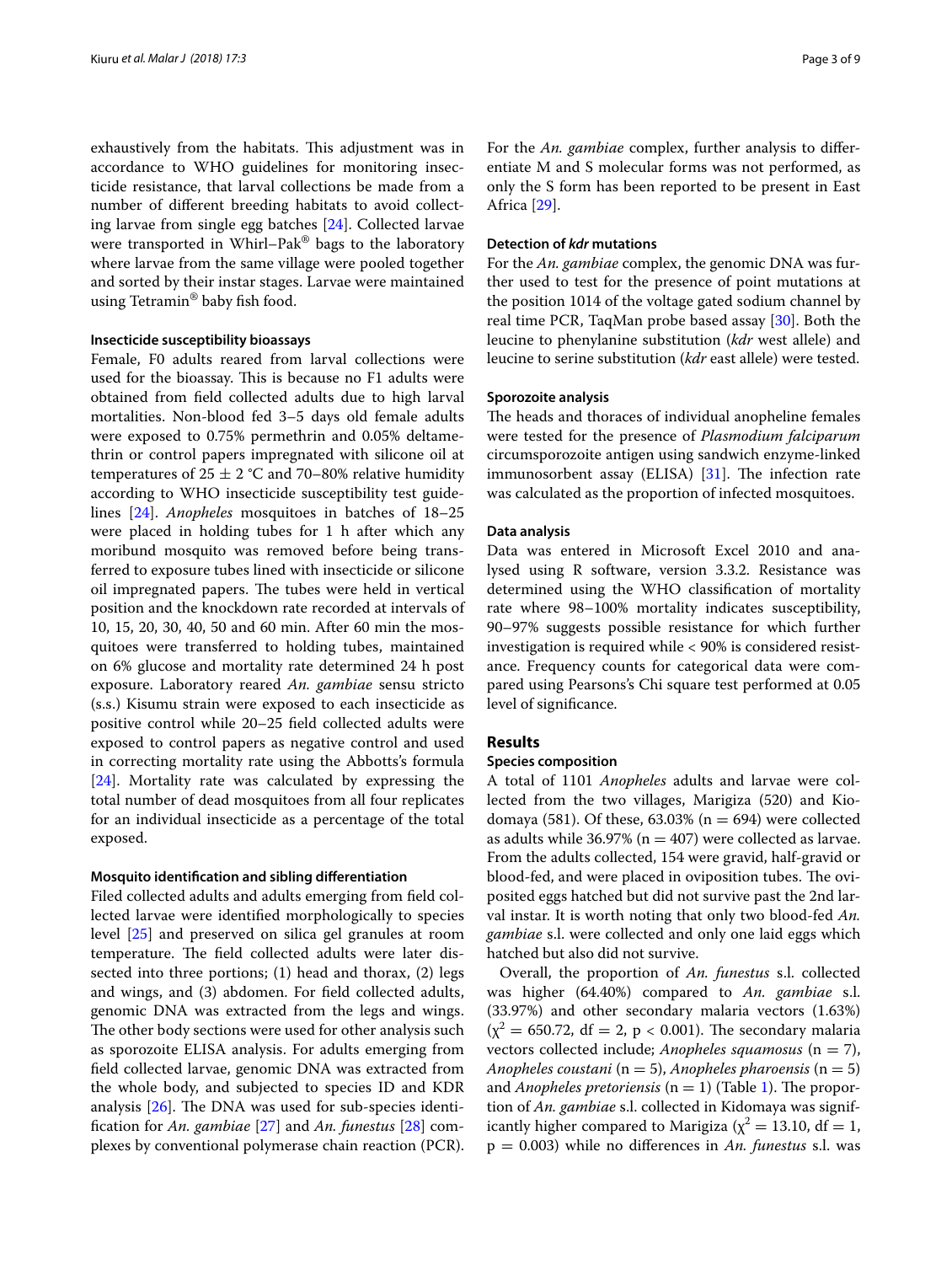exhaustively from the habitats. This adjustment was in accordance to WHO guidelines for monitoring insecticide resistance, that larval collections be made from a number of different breeding habitats to avoid collecting larvae from single egg batches [24]. Collected larvae were transported in Whirl–Pak® bags to the laboratory where larvae from the same village were pooled together and sorted by their instar stages. Larvae were maintained using Tetramin® baby fish food.

#### Insecticide susceptibility bioassays

Female, F0 adults reared from larval collections were used for the bioassay. This is because no F1 adults were obtained from field collected adults due to high larval mortalities. Non-blood fed 3–5 days old female adults were exposed to 0.75% permethrin and 0.05% deltamethrin or control papers impregnated with silicone oil at temperatures of $25 \pm 2$ °C and 70–80% relative humidity according to WHO insecticide susceptibility test guidelines [24]. *Anopheles* mosquitoes in batches of 18–25 were placed in holding tubes for 1 h after which any moribund mosquito was removed before being transferred to exposure tubes lined with insecticide or silicone oil impregnated papers. The tubes were held in vertical position and the knockdown rate recorded at intervals of 10, 15, 20, 30, 40, 50 and 60 min. After 60 min the mosquitoes were transferred to holding tubes, maintained on 6% glucose and mortality rate determined 24 h post exposure. Laboratory reared *An. gambiae* sensu stricto (s.s.) Kisumu strain were exposed to each insecticide as positive control while 20–25 field collected adults were exposed to control papers as negative control and used in correcting mortality rate using the Abbotts's formula [24]. Mortality rate was calculated by expressing the total number of dead mosquitoes from all four replicates for an individual insecticide as a percentage of the total exposed.

#### Mosquito identification and sibling differentiation

Filed collected adults and adults emerging from field collected larvae were identified morphologically to species level [25] and preserved on silica gel granules at room temperature. The field collected adults were later dissected into three portions; (1) head and thorax, (2) legs and wings, and (3) abdomen. For field collected adults, genomic DNA was extracted from the legs and wings. The other body sections were used for other analysis such as sporozoite ELISA analysis. For adults emerging from field collected larvae, genomic DNA was extracted from the whole body, and subjected to species ID and KDR analysis [26]. The DNA was used for sub-species identification for *An. gambiae* [27] and *An. funestus* [28] complexes by conventional polymerase chain reaction (PCR). For the *An. gambiae* complex, further analysis to differentiate M and S molecular forms was not performed, as only the S form has been reported to be present in East Africa [29].

#### Detection of *kdr* mutations

For the *An. gambiae* complex, the genomic DNA was further used to test for the presence of point mutations at the position 1014 of the voltage gated sodium channel by real time PCR, TaqMan probe based assay [30]. Both the leucine to phenylanine substitution (*kdr* west allele) and leucine to serine substitution (*kdr* east allele) were tested.

#### Sporozoite analysis

The heads and thoraces of individual anopheline females were tested for the presence of *Plasmodium falciparum* circumsporozoite antigen using sandwich enzyme-linked immunosorbent assay (ELISA) [31]. The infection rate was calculated as the proportion of infected mosquitoes.

#### Data analysis

Data was entered in Microsoft Excel 2010 and analysed using R software, version 3.3.2. Resistance was determined using the WHO classification of mortality rate where 98–100% mortality indicates susceptibility, 90–97% suggests possible resistance for which further investigation is required while < 90% is considered resistance. Frequency counts for categorical data were compared using Pearsons's Chi square test performed at 0.05 level of significance.

## Results

#### Species composition

A total of 1101 *Anopheles* adults and larvae were collected from the two villages, Marigiza (520) and Kiodomaya (581). Of these, 63.03% ($n = 694$) were collected as adults while 36.97% ($n = 407$) were collected as larvae. From the adults collected, 154 were gravid, half-gravid or blood-fed, and were placed in oviposition tubes. The oviposited eggs hatched but did not survive past the 2nd larval instar. It is worth noting that only two blood-fed *An. gambiae* s.l. were collected and only one laid eggs which hatched but also did not survive.

Overall, the proportion of *An. funestus* s.l. collected was higher (64.40%) compared to *An. gambiae* s.l. (33.97%) and other secondary malaria vectors (1.63%) ($\chi^2 = 650.72$, df = 2, $p < 0.001$). The secondary malaria vectors collected include; *Anopheles squamosus* ($n = 7$), *Anopheles coustani* ($n = 5$), *Anopheles pharoensis* ($n = 5$) and *Anopheles pretoriensis* ($n = 1$) (Table 1). The proportion of *An. gambiae* s.l. collected in Kidomaya was significantly higher compared to Marigiza ($\chi^2 = 13.10$, df = 1, $p = 0.003$) while no differences in *An. funestus* s.l. was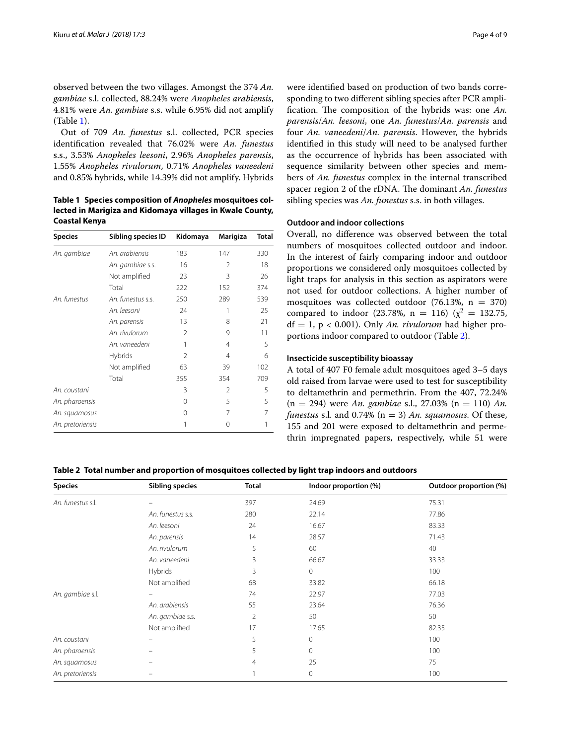observed between the two villages. Amongst the 374 *An. gambiae* s.l. collected, 88.24% were *Anopheles arabiensis*, 4.81% were *An. gambiae* s.s. while 6.95% did not amplify (Table 1).

Out of 709 *An. funestus* s.l. collected, PCR species identification revealed that 76.02% were *An. funestus* s.s., 3.53% *Anopheles leesoni*, 2.96% *Anopheles parensis*, 1.55% *Anopheles rivulorum*, 0.71% *Anopheles vaneedeni* and 0.85% hybrids, while 14.39% did not amplify. Hybrids were identified based on production of two bands corresponding to two different sibling species after PCR amplification. The composition of the hybrids was: one *An. parensis*/*An. leesoni*, one *An. funestus*/*An. parensis* and four *An. vaneedeni*/*An. parensis*. However, the hybrids identified in this study will need to be analysed further as the occurrence of hybrids has been associated with sequence similarity between other species and members of *An. funestus* complex in the internal transcribed spacer region 2 of the rDNA. The dominant *An. funestus* sibling species was *An. funestus* s.s. in both villages.

**Table 1 Species composition of *Anopheles* mosquitoes collected in Marigiza and Kidomaya villages in Kwale County, Coastal Kenya**

| Species | Sibling species ID | Kidomaya | Marigiza | Total |
|---|---|---|---|---|
| *An. gambiae* | *An. arabiensis* | 183 | 147 | 330 |
| | *An. gambiae* s.s. | 16 | 2 | 18 |
| | Not amplified | 23 | 3 | 26 |
| | Total | 222 | 152 | 374 |
| *An. funestus* | *An. funestus* s.s. | 250 | 289 | 539 |
| | *An. leesoni* | 24 | 1 | 25 |
| | *An. parensis* | 13 | 8 | 21 |
| | *An. rivulorum* | 2 | 9 | 11 |
| | *An. vaneedeni* | 1 | 4 | 5 |
| | Hybrids | 2 | 4 | 6 |
| | Not amplified | 63 | 39 | 102 |
| | Total | 355 | 354 | 709 |
| *An. coustani* | | 3 | 2 | 5 |
| *An. pharoensis* | | 0 | 5 | 5 |
| *An. squamosus* | | 0 | 7 | 7 |
| *An. pretoriensis* | | 1 | 0 | 1 |

### Outdoor and indoor collections

Overall, no difference was observed between the total numbers of mosquitoes collected outdoor and indoor. In the interest of fairly comparing indoor and outdoor proportions we considered only mosquitoes collected by light traps for analysis in this section as aspirators were not used for outdoor collections. A higher number of mosquitoes was collected outdoor (76.13%, n = 370) compared to indoor (23.78%, n = 116) ($\chi^2 = 132.75$, df = 1, $p < 0.001$). Only *An. rivulorum* had higher proportions indoor compared to outdoor (Table 2).

### Insecticide susceptibility bioassay

A total of 407 F0 female adult mosquitoes aged 3–5 days old raised from larvae were used to test for susceptibility to deltamethrin and permethrin. From the 407, 72.24% (n = 294) were *An. gambiae* s.l., 27.03% (n = 110) *An. funestus* s.l. and 0.74% (n = 3) *An. squamosus*. Of these, 155 and 201 were exposed to deltamethrin and permethrin impregnated papers, respectively, while 51 were

**Table 2 Total number and proportion of mosquitoes collected by light trap indoors and outdoors**

| Species | Sibling species | Total | Indoor proportion (%) | Outdoor proportion (%) |
|---|---|---|---|---|
| *An. funestus* s.l. | – | 397 | 24.69 | 75.31 |
| | *An. funestus* s.s. | 280 | 22.14 | 77.86 |
| | *An. leesoni* | 24 | 16.67 | 83.33 |
| | *An. parensis* | 14 | 28.57 | 71.43 |
| | *An. rivulorum* | 5 | 60 | 40 |
| | *An. vaneedeni* | 3 | 66.67 | 33.33 |
| | Hybrids | 3 | 0 | 100 |
| | Not amplified | 68 | 33.82 | 66.18 |
| *An. gambiae* s.l. | – | 74 | 22.97 | 77.03 |
| | *An. arabiensis* | 55 | 23.64 | 76.36 |
| | *An. gambiae* s.s. | 2 | 50 | 50 |
| | Not amplified | 17 | 17.65 | 82.35 |
| *An. coustani* | – | 5 | 0 | 100 |
| *An. pharoensis* | – | 5 | 0 | 100 |
| *An. squamosus* | – | 4 | 25 | 75 |
| *An. pretoriensis* | – | 1 | 0 | 100 |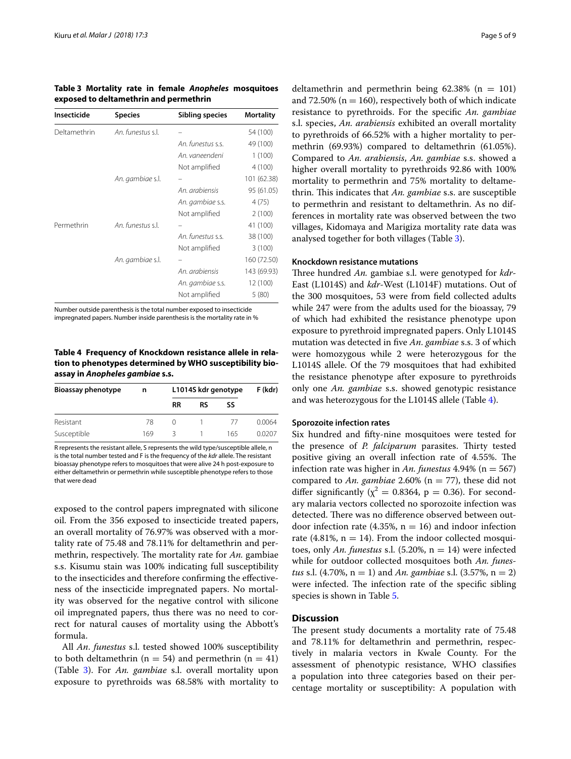**Table 3 Mortality rate in female *Anopheles* mosquitoes exposed to deltamethrin and permethrin**

| Insecticide | Species | Sibling species | Mortality |
|---|---|---|---|
| Deltamethrin | *An. funestus* s.l. | – | 54 (100) |
| | | *An. funestus* s.s. | 49 (100) |
| | | *An. vaneendeni* | 1 (100) |
| | | Not amplified | 4 (100) |
| | *An. gambiae* s.l. | – | 101 (62.38) |
| | | *An. arabiensis* | 95 (61.05) |
| | | *An. gambiae* s.s. | 4 (75) |
| | | Not amplified | 2 (100) |
| Permethrin | *An. funestus* s.l. | – | 41 (100) |
| | | *An. funestus* s.s. | 38 (100) |
| | | Not amplified | 3 (100) |
| | *An. gambiae* s.l. | – | 160 (72.50) |
| | | *An. arabiensis* | 143 (69.93) |
| | | *An. gambiae* s.s. | 12 (100) |
| | | Not amplified | 5 (80) |

Number outside parenthesis is the total number exposed to insecticide impregnated papers. Number inside parenthesis is the mortality rate in %

**Table 4 Frequency of Knockdown resistance allele in relation to phenotypes determined by WHO susceptibility bioassay in *Anopheles gambiae* s.s.**

| Bioassay phenotype | n | L1014S kdr genotype | | | F (kdr) |
|---|---|---|---|---|---|
| | | RR | RS | SS | |
| Resistant | 78 | 0 | 1 | 77 | 0.0064 |
| Susceptible | 169 | 3 | 1 | 165 | 0.0207 |

R represents the resistant allele, S represents the wild type/susceptible allele, n is the total number tested and F is the frequency of the *kdr* allele. The resistant bioassay phenotype refers to mosquitoes that were alive 24 h post-exposure to either deltamethrin or permethrin while susceptible phenotype refers to those that were dead

exposed to the control papers impregnated with silicone oil. From the 356 exposed to insecticide treated papers, an overall mortality of 76.97% was observed with a mortality rate of 75.48 and 78.11% for deltamethrin and permethrin, respectively. The mortality rate for *An.* gambiae s.s. Kisumu stain was 100% indicating full susceptibility to the insecticides and therefore confirming the effectiveness of the insecticide impregnated papers. No mortality was observed for the negative control with silicone oil impregnated papers, thus there was no need to correct for natural causes of mortality using the Abbott's formula.

All *An*. *funestus* s.l. tested showed 100% susceptibility to both deltamethrin ($n = 54$) and permethrin ($n = 41$) (Table 3). For *An. gambiae* s.l. overall mortality upon exposure to pyrethroids was 68.58% with mortality to deltamethrin and permethrin being 62.38% ($n = 101$) and 72.50% ($n = 160$), respectively both of which indicate resistance to pyrethroids. For the specific *An. gambiae* s.l. species, *An. arabiensis* exhibited an overall mortality to pyrethroids of 66.52% with a higher mortality to permethrin (69.93%) compared to deltamethrin (61.05%). Compared to *An. arabiensis*, *An. gambiae* s.s. showed a higher overall mortality to pyrethroids 92.86 with 100% mortality to permethrin and 75% mortality to deltamethrin. This indicates that *An. gambiae* s.s. are susceptible to permethrin and resistant to deltamethrin. As no differences in mortality rate was observed between the two villages, Kidomaya and Marigiza mortality rate data was analysed together for both villages (Table 3).

### Knockdown resistance mutations

Three hundred *An.* gambiae s.l. were genotyped for *kdr*-East (L1014S) and *kdr*-West (L1014F) mutations. Out of the 300 mosquitoes, 53 were from field collected adults while 247 were from the adults used for the bioassay, 79 of which had exhibited the resistance phenotype upon exposure to pyrethroid impregnated papers. Only L1014S mutation was detected in five *An*. *gambiae* s.s. 3 of which were homozygous while 2 were heterozygous for the L1014S allele. Of the 79 mosquitoes that had exhibited the resistance phenotype after exposure to pyrethroids only one *An. gambiae* s.s. showed genotypic resistance and was heterozygous for the L1014S allele (Table 4).

### Sporozoite infection rates

Six hundred and fifty-nine mosquitoes were tested for the presence of *P. falciparum* parasites. Thirty tested positive giving an overall infection rate of 4.55%. The infection rate was higher in *An. funestus* 4.94% ($n = 567$) compared to *An. gambiae* 2.60% ($n = 77$), these did not differ significantly ($\chi^2 = 0.8364$, $p = 0.36$). For secondary malaria vectors collected no sporozoite infection was detected. There was no difference observed between outdoor infection rate (4.35%, $n = 16$) and indoor infection rate (4.81%, $n = 14$). From the indoor collected mosquitoes, only *An. funestus* s.l. (5.20%, $n = 14$) were infected while for outdoor collected mosquitoes both *An. funestus* s.l. (4.70%, $n = 1$) and *An. gambiae* s.l. (3.57%, $n = 2$) were infected. The infection rate of the specific sibling species is shown in Table 5.

## Discussion

The present study documents a mortality rate of 75.48 and 78.11% for deltamethrin and permethrin, respectively in malaria vectors in Kwale County. For the assessment of phenotypic resistance, WHO classifies a population into three categories based on their percentage mortality or susceptibility: A population with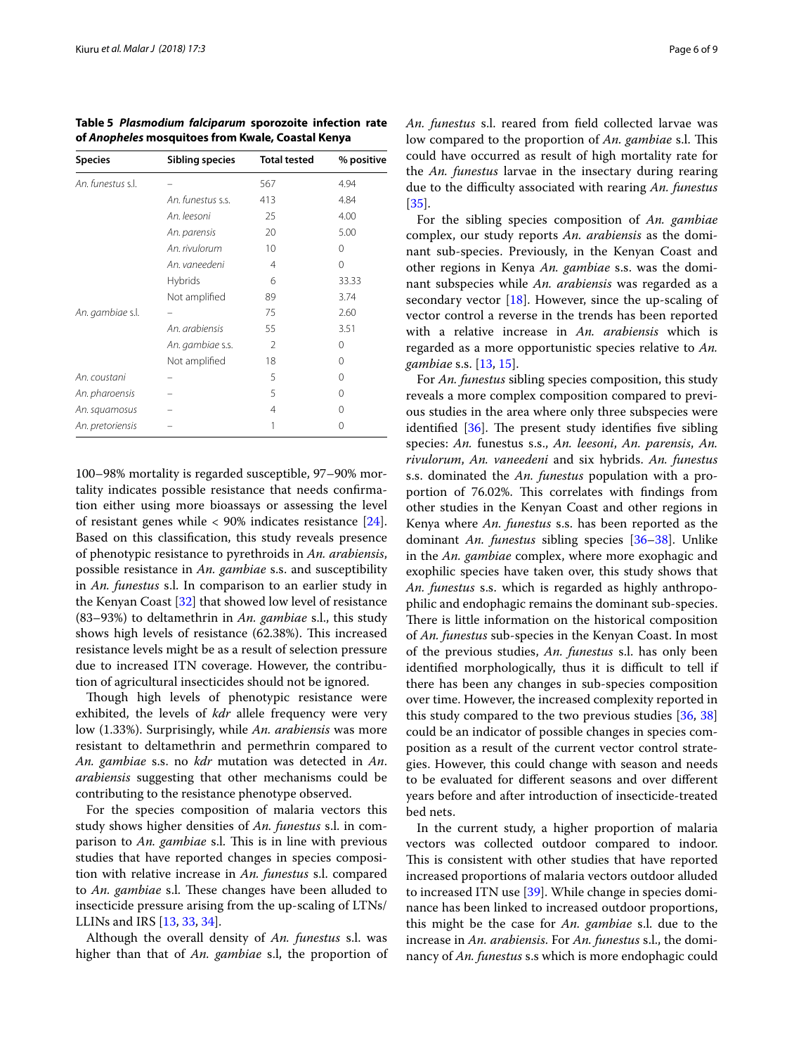**Table 5 *Plasmodium falciparum* sporozoite infection rate of *Anopheles* mosquitoes from Kwale, Coastal Kenya**

| Species | Sibling species | Total tested | % positive |
|---|---|---|---|
| *An. funestus* s.l. | – | 567 | 4.94 |
| | *An. funestus* s.s. | 413 | 4.84 |
| | *An. leesoni* | 25 | 4.00 |
| | *An. parensis* | 20 | 5.00 |
| | *An. rivulorum* | 10 | 0 |
| | *An. vaneedeni* | 4 | 0 |
| | Hybrids | 6 | 33.33 |
| | Not amplified | 89 | 3.74 |
| *An. gambiae* s.l. | – | 75 | 2.60 |
| | *An. arabiensis* | 55 | 3.51 |
| | *An. gambiae* s.s. | 2 | 0 |
| | Not amplified | 18 | 0 |
| *An. coustani* | – | 5 | 0 |
| *An. pharoensis* | – | 5 | 0 |
| *An. squamosus* | – | 4 | 0 |
| *An. pretoriensis* | – | 1 | 0 |

100–98% mortality is regarded susceptible, 97–90% mortality indicates possible resistance that needs confirmation either using more bioassays or assessing the level of resistant genes while < 90% indicates resistance [24]. Based on this classification, this study reveals presence of phenotypic resistance to pyrethroids in *An. arabiensis*, possible resistance in *An. gambiae* s.s. and susceptibility in *An. funestus* s.l. In comparison to an earlier study in the Kenyan Coast [32] that showed low level of resistance (83–93%) to deltamethrin in *An. gambiae* s.l., this study shows high levels of resistance (62.38%). This increased resistance levels might be as a result of selection pressure due to increased ITN coverage. However, the contribution of agricultural insecticides should not be ignored.

Though high levels of phenotypic resistance were exhibited, the levels of *kdr* allele frequency were very low (1.33%). Surprisingly, while *An. arabiensis* was more resistant to deltamethrin and permethrin compared to *An. gambiae* s.s. no *kdr* mutation was detected in *An. arabiensis* suggesting that other mechanisms could be contributing to the resistance phenotype observed.

For the species composition of malaria vectors this study shows higher densities of *An. funestus* s.l. in comparison to *An. gambiae* s.l. This is in line with previous studies that have reported changes in species composition with relative increase in *An. funestus* s.l. compared to *An. gambiae* s.l. These changes have been alluded to insecticide pressure arising from the up-scaling of LTNs/LLINs and IRS [13, 33, 34].

Although the overall density of *An. funestus* s.l. was higher than that of *An. gambiae* s.l, the proportion of *An. funestus* s.l. reared from field collected larvae was low compared to the proportion of *An. gambiae* s.l. This could have occurred as result of high mortality rate for the *An. funestus* larvae in the insectary during rearing due to the difficulty associated with rearing *An. funestus* [35].

For the sibling species composition of *An. gambiae* complex, our study reports *An. arabiensis* as the dominant sub-species. Previously, in the Kenyan Coast and other regions in Kenya *An. gambiae* s.s. was the dominant subspecies while *An. arabiensis* was regarded as a secondary vector [18]. However, since the up-scaling of vector control a reverse in the trends has been reported with a relative increase in *An. arabiensis* which is regarded as a more opportunistic species relative to *An. gambiae* s.s. [13, 15].

For *An. funestus* sibling species composition, this study reveals a more complex composition compared to previous studies in the area where only three subspecies were identified [36]. The present study identifies five sibling species: *An.* funestus s.s., *An. leesoni*, *An. parensis*, *An. rivulorum*, *An. vaneedeni* and six hybrids. *An. funestus* s.s. dominated the *An. funestus* population with a proportion of 76.02%. This correlates with findings from other studies in the Kenyan Coast and other regions in Kenya where *An. funestus* s.s. has been reported as the dominant *An. funestus* sibling species [36–38]. Unlike in the *An. gambiae* complex, where more exophagic and exophilic species have taken over, this study shows that *An. funestus* s.s. which is regarded as highly anthropophilic and endophagic remains the dominant sub-species. There is little information on the historical composition of *An. funestus* sub-species in the Kenyan Coast. In most of the previous studies, *An. funestus* s.l. has only been identified morphologically, thus it is difficult to tell if there has been any changes in sub-species composition over time. However, the increased complexity reported in this study compared to the two previous studies [36, 38] could be an indicator of possible changes in species composition as a result of the current vector control strategies. However, this could change with season and needs to be evaluated for different seasons and over different years before and after introduction of insecticide-treated bed nets.

In the current study, a higher proportion of malaria vectors was collected outdoor compared to indoor. This is consistent with other studies that have reported increased proportions of malaria vectors outdoor alluded to increased ITN use [39]. While change in species dominance has been linked to increased outdoor proportions, this might be the case for *An. gambiae* s.l. due to the increase in *An. arabiensis*. For *An. funestus* s.l., the dominancy of *An. funestus* s.s which is more endophagic could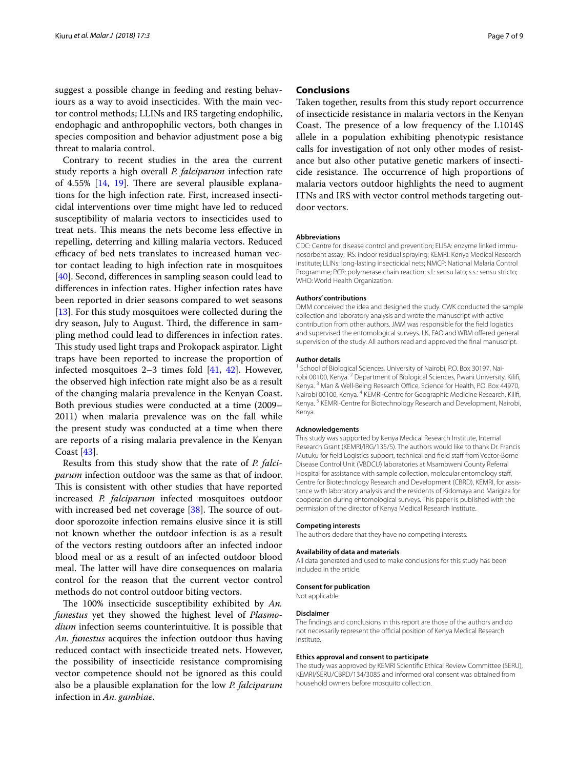suggest a possible change in feeding and resting behaviours as a way to avoid insecticides. With the main vector control methods; LLINs and IRS targeting endophilic, endophagic and anthropophilic vectors, both changes in species composition and behavior adjustment pose a big threat to malaria control.

Contrary to recent studies in the area the current study reports a high overall *P. falciparum* infection rate of 4.55% [14, 19]. There are several plausible explanations for the high infection rate. First, increased insecticidal interventions over time might have led to reduced susceptibility of malaria vectors to insecticides used to treat nets. This means the nets become less effective in repelling, deterring and killing malaria vectors. Reduced efficacy of bed nets translates to increased human vector contact leading to high infection rate in mosquitoes [40]. Second, differences in sampling season could lead to differences in infection rates. Higher infection rates have been reported in drier seasons compared to wet seasons [13]. For this study mosquitoes were collected during the dry season, July to August. Third, the difference in sampling method could lead to differences in infection rates. This study used light traps and Prokopack aspirator. Light traps have been reported to increase the proportion of infected mosquitoes 2–3 times fold [41, 42]. However, the observed high infection rate might also be as a result of the changing malaria prevalence in the Kenyan Coast. Both previous studies were conducted at a time (2009–2011) when malaria prevalence was on the fall while the present study was conducted at a time when there are reports of a rising malaria prevalence in the Kenyan Coast [43].

Results from this study show that the rate of *P. falciparum* infection outdoor was the same as that of indoor. This is consistent with other studies that have reported increased *P. falciparum* infected mosquitoes outdoor with increased bed net coverage [38]. The source of outdoor sporozoite infection remains elusive since it is still not known whether the outdoor infection is as a result of the vectors resting outdoors after an infected indoor blood meal or as a result of an infected outdoor blood meal. The latter will have dire consequences on malaria control for the reason that the current vector control methods do not control outdoor biting vectors.

The 100% insecticide susceptibility exhibited by *An. funestus* yet they showed the highest level of *Plasmodium* infection seems counterintuitive. It is possible that *An. funestus* acquires the infection outdoor thus having reduced contact with insecticide treated nets. However, the possibility of insecticide resistance compromising vector competence should not be ignored as this could also be a plausible explanation for the low *P. falciparum* infection in *An. gambiae*.

## Conclusions

Taken together, results from this study report occurrence of insecticide resistance in malaria vectors in the Kenyan Coast. The presence of a low frequency of the L1014S allele in a population exhibiting phenotypic resistance calls for investigation of not only other modes of resistance but also other putative genetic markers of insecticide resistance. The occurrence of high proportions of malaria vectors outdoor highlights the need to augment ITNs and IRS with vector control methods targeting outdoor vectors.

#### Abbreviations

CDC: Centre for disease control and prevention; ELISA: enzyme linked immunosorbent assay; IRS: indoor residual spraying; KEMRI: Kenya Medical Research Institute; LLINs: long-lasting insecticidal nets; NMCP: National Malaria Control Programme; PCR: polymerase chain reaction; s.l.: sensu lato; s.s.: sensu stricto; WHO: World Health Organization.

#### Authors' contributions

DMM conceived the idea and designed the study. CWK conducted the sample collection and laboratory analysis and wrote the manuscript with active contribution from other authors. JMM was responsible for the field logistics and supervised the entomological surveys. LK, FAO and WRM offered general supervision of the study. All authors read and approved the final manuscript.

#### Author details

[1] School of Biological Sciences, University of Nairobi, P.O. Box 30197, Nairobi 00100, Kenya. [2] Department of Biological Sciences, Pwani University, Kilifi, Kenya. [3] Man & Well-Being Research Office, Science for Health, P.O. Box 44970, Nairobi 00100, Kenya. [4] KEMRI-Centre for Geographic Medicine Research, Kilifi, Kenya. [5] KEMRI-Centre for Biotechnology Research and Development, Nairobi, Kenya.

#### Acknowledgements

This study was supported by Kenya Medical Research Institute, Internal Research Grant (KEMRI/IRG/135/5). The authors would like to thank Dr. Francis Mutuku for field Logistics support, technical and field staff from Vector-Borne Disease Control Unit (VBDCU) laboratories at Msambweni County Referral Hospital for assistance with sample collection, molecular entomology staff, Centre for Biotechnology Research and Development (CBRD), KEMRI, for assistance with laboratory analysis and the residents of Kidomaya and Marigiza for cooperation during entomological surveys. This paper is published with the permission of the director of Kenya Medical Research Institute.

#### Competing interests

The authors declare that they have no competing interests.

#### Availability of data and materials

All data generated and used to make conclusions for this study has been included in the article.

#### Consent for publication

Not applicable.

#### Disclaimer

The findings and conclusions in this report are those of the authors and do not necessarily represent the official position of Kenya Medical Research Institute.

#### Ethics approval and consent to participate

The study was approved by KEMRI Scientific Ethical Review Committee (SERU), KEMRI/SERU/CBRD/134/3085 and informed oral consent was obtained from household owners before mosquito collection.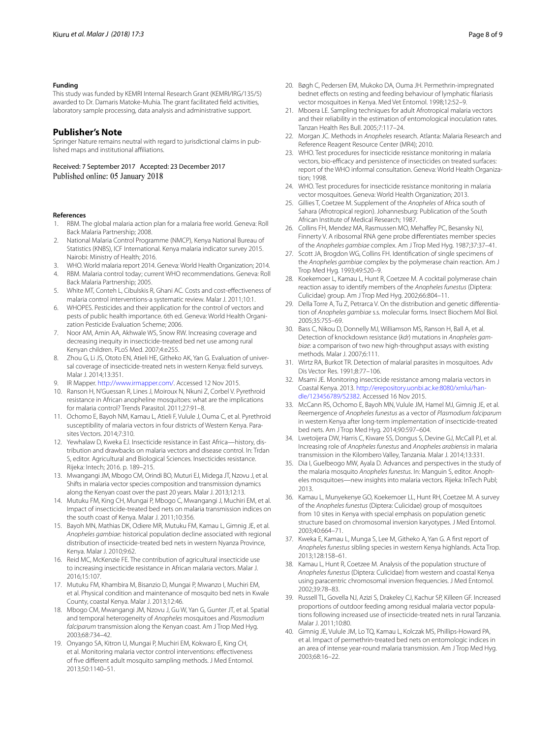### Funding

This study was funded by KEMRI Internal Research Grant (KEMRI/IRG/135/5) awarded to Dr. Damaris Matoke-Muhia. The grant facilitated field activities, laboratory sample processing, data analysis and administrative support.

## Publisher's Note

Springer Nature remains neutral with regard to jurisdictional claims in published maps and institutional affiliations.

Received: 7 September 2017 Accepted: 23 December 2017
Published online: 05 January 2018

### References

1. RBM. The global malaria action plan for a malaria free world. Geneva: Roll Back Malaria Partnership; 2008.
2. National Malaria Control Programme (NMCP), Kenya National Bureau of Statistics (KNBS), ICF International. Kenya malaria indicator survey 2015. Nairobi: Ministry of Health; 2016.
3. WHO. World malaria report 2014. Geneva: World Health Organization; 2014.
4. RBM. Malaria control today; current WHO recommendations. Geneva: Roll Back Malaria Partnership; 2005.
5. White MT, Conteh L, Cibulskis R, Ghani AC. Costs and cost-effectiveness of malaria control interventions-a systematic review. Malar J. 2011;10:1.
6. WHOPES. Pesticides and their application for the control of vectors and pests of public health importance. 6th ed. Geneva: World Health Organization Pesticide Evaluation Scheme; 2006.
7. Noor AM, Amin AA, Akhwale WS, Snow RW. Increasing coverage and decreasing inequity in insecticide-treated bed net use among rural Kenyan children. PLoS Med. 2007;4:e255.
8. Zhou G, Li JS, Ototo EN, Atieli HE, Githeko AK, Yan G. Evaluation of universal coverage of insecticide-treated nets in western Kenya: field surveys. Malar J. 2014;13:351.
9. IR Mapper. http://www.irmapper.com/. Accessed 12 Nov 2015.
10. Ranson H, N'Guessan R, Lines J, Moiroux N, Nkuni Z, Corbel V. Pyrethroid resistance in African anopheline mosquitoes: what are the implications for malaria control? Trends Parasitol. 2011;27:91–8.
11. Ochomo E, Bayoh NM, Kamau L, Atieli F, Vulule J, Ouma C, et al. Pyrethroid susceptibility of malaria vectors in four districts of Western Kenya. Parasites Vectors. 2014;7:310.
12. Yewhalaw D, Kweka EJ. Insecticide resistance in East Africa—history, distribution and drawbacks on malaria vectors and disease control. In: Trdan S, editor. Agricultural and Biological Sciences. Insecticides resistance. Rijeka: Intech; 2016. p. 189–215.
13. Mwangangi JM, Mbogo CM, Orindi BO, Muturi EJ, Midega JT, Nzovu J, et al. Shifts in malaria vector species composition and transmission dynamics along the Kenyan coast over the past 20 years. Malar J. 2013;12:13.
14. Mutuku FM, King CH, Mungai P, Mbogo C, Mwangangi J, Muchiri EM, et al. Impact of insecticide-treated bed nets on malaria transmission indices on the south coast of Kenya. Malar J. 2011;10:356.
15. Bayoh MN, Mathias DK, Odiere MR, Mutuku FM, Kamau L, Gimnig JE, et al. *Anopheles gambiae*: historical population decline associated with regional distribution of insecticide-treated bed nets in western Nyanza Province, Kenya. Malar J. 2010;9:62.
16. Reid MC, McKenzie FE. The contribution of agricultural insecticide use to increasing insecticide resistance in African malaria vectors. Malar J. 2016;15:107.
17. Mutuku FM, Khambira M, Bisanzio D, Mungai P, Mwanzo I, Muchiri EM, et al. Physical condition and maintenance of mosquito bed nets in Kwale County, coastal Kenya. Malar J. 2013;12:46.
18. Mbogo CM, Mwangangi JM, Nzovu J, Gu W, Yan G, Gunter JT, et al. Spatial and temporal heterogeneity of *Anopheles* mosquitoes and *Plasmodium falciparum* transmission along the Kenyan coast. Am J Trop Med Hyg. 2003;68:734–42.
19. Onyango SA, Kitron U, Mungai P, Muchiri EM, Kokwaro E, King CH, et al. Monitoring malaria vector control interventions: effectiveness of five different adult mosquito sampling methods. J Med Entomol. 2013;50:1140–51.
20. Bøgh C, Pedersen EM, Mukoko DA, Ouma JH. Permethrin-impregnated bednet effects on resting and feeding behaviour of lymphatic filariasis vector mosquitoes in Kenya. Med Vet Entomol. 1998;12:52–9.
21. Mboera LE. Sampling techniques for adult Afrotropical malaria vectors and their reliability in the estimation of entomological inoculation rates. Tanzan Health Res Bull. 2005;7:117–24.
22. Morgan JC. Methods in *Anopheles* research. Atlanta: Malaria Research and Reference Reagent Resource Center (MR4); 2010.
23. WHO. Test procedures for insecticide resistance monitoring in malaria vectors, bio-efficacy and persistence of insecticides on treated surfaces: report of the WHO informal consultation. Geneva: World Health Organization; 1998.
24. WHO. Test procedures for insecticide resistance monitoring in malaria vector mosquitoes. Geneva: World Health Organization; 2013.
25. Gillies T, Coetzee M. Supplement of the *Anopheles* of Africa south of Sahara (Afrotropical region). Johannesburg: Publication of the South African Institute of Medical Research; 1987.
26. Collins FH, Mendez MA, Rasmussen MO, Mehaffey PC, Besansky NJ, Finnerty V. A ribosomal RNA gene probe differentiates member species of the *Anopheles gambiae* complex. Am J Trop Med Hyg. 1987;37:37–41.
27. Scott JA, Brogdon WG, Collins FH. Identification of single specimens of the *Anopheles gambiae* complex by the polymerase chain reaction. Am J Trop Med Hyg. 1993;49:520–9.
28. Koekemoer L, Kamau L, Hunt R, Coetzee M. A cocktail polymerase chain reaction assay to identify members of the *Anopheles funestus* (Diptera: Culicidae) group. Am J Trop Med Hyg. 2002;66:804–11.
29. Della Torre A, Tu Z, Petrarca V. On the distribution and genetic differentiation of *Anopheles gambiae* s.s. molecular forms. Insect Biochem Mol Biol. 2005;35:755–69.
30. Bass C, Nikou D, Donnelly MJ, Williamson MS, Ranson H, Ball A, et al. Detection of knockdown resistance (*kdr*) mutations in *Anopheles gambiae*: a comparison of two new high-throughput assays with existing methods. Malar J. 2007;6:111.
31. Wirtz RA, Burkot TR. Detection of malarial parasites in mosquitoes. Adv Dis Vector Res. 1991;8:77–106.
32. Msami JE. Monitoring insecticide resistance among malaria vectors in Coastal Kenya. 2013. http://erepository.uonbi.ac.ke:8080/xmlui/handle/123456789/52382. Accessed 16 Nov 2015.
33. McCann RS, Ochomo E, Bayoh MN, Vulule JM, Hamel MJ, Gimnig JE, et al. Reemergence of *Anopheles funestus* as a vector of *Plasmodium falciparum* in western Kenya after long-term implementation of insecticide-treated bed nets. Am J Trop Med Hyg. 2014;90:597–604.
34. Lwetoijera DW, Harris C, Kiware SS, Dongus S, Devine GJ, McCall PJ, et al. Increasing role of *Anopheles funestus* and *Anopheles arabiensis* in malaria transmission in the Kilombero Valley, Tanzania. Malar J. 2014;13:331.
35. Dia I, Guelbeogo MW, Ayala D. Advances and perspectives in the study of the malaria mosquito *Anopheles funestus*. In: Manguin S, editor. Anopheles mosquitoes—new insights into malaria vectors. Rijeka: InTech Publ; 2013.
36. Kamau L, Munyekenye GO, Koekemoer LL, Hunt RH, Coetzee M. A survey of the *Anopheles funestus* (Diptera: Culicidae) group of mosquitoes from 10 sites in Kenya with special emphasis on population genetic structure based on chromosomal inversion karyotypes. J Med Entomol. 2003;40:664–71.
37. Kweka E, Kamau L, Munga S, Lee M, Githeko A, Yan G. A first report of *Anopheles funestus* sibling species in western Kenya highlands. Acta Trop. 2013;128:158–61.
38. Kamau L, Hunt R, Coetzee M. Analysis of the population structure of *Anopheles funestus* (Diptera: Culicidae) from western and coastal Kenya using paracentric chromosomal inversion frequencies. J Med Entomol. 2002;39:78–83.
39. Russell TL, Govella NJ, Azizi S, Drakeley CJ, Kachur SP, Killeen GF. Increased proportions of outdoor feeding among residual malaria vector populations following increased use of insecticide-treated nets in rural Tanzania. Malar J. 2011;10:80.
40. Gimnig JE, Vulule JM, Lo TQ, Kamau L, Kolczak MS, Phillips-Howard PA, et al. Impact of permethrin-treated bed nets on entomologic indices in an area of intense year-round malaria transmission. Am J Trop Med Hyg. 2003;68:16–22.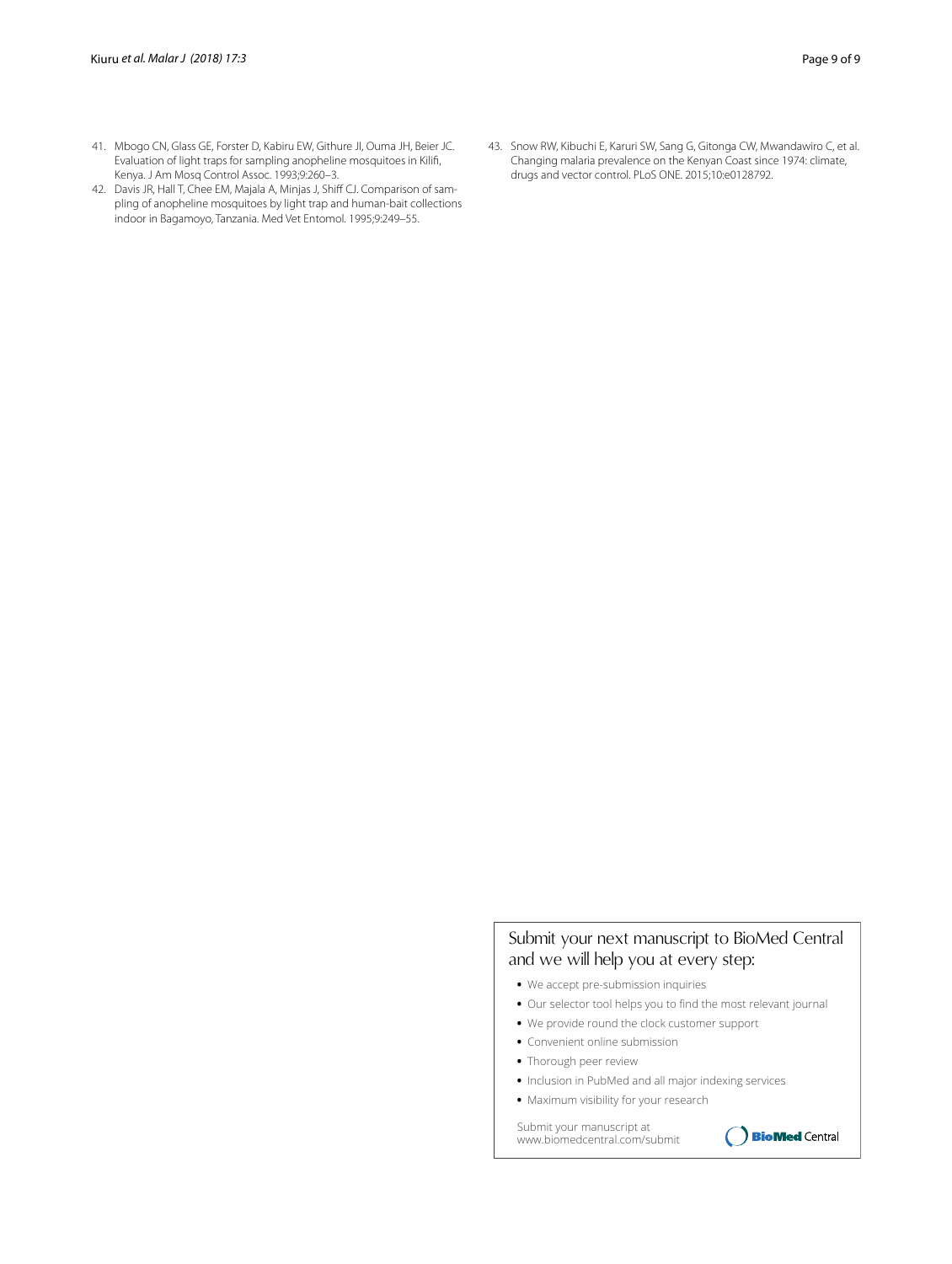41. Mbogo CN, Glass GE, Forster D, Kabiru EW, Githure JI, Ouma JH, Beier JC. Evaluation of light traps for sampling anopheline mosquitoes in Kilifi, Kenya. J Am Mosq Control Assoc. 1993;9:260–3.
42. Davis JR, Hall T, Chee EM, Majala A, Minjas J, Shiff CJ. Comparison of sampling of anopheline mosquitoes by light trap and human-bait collections indoor in Bagamoyo, Tanzania. Med Vet Entomol. 1995;9:249–55.
43. Snow RW, Kibuchi E, Karuri SW, Sang G, Gitonga CW, Mwandawiro C, et al. Changing malaria prevalence on the Kenyan Coast since 1974: climate, drugs and vector control. PLoS ONE. 2015;10:e0128792.

Submit your next manuscript to BioMed Central and we will help you at every step:

- We accept pre-submission inquiries
- Our selector tool helps you to find the most relevant journal
- We provide round the clock customer support
- Convenient online submission
- Thorough peer review
- Inclusion in PubMed and all major indexing services
- Maximum visibility for your research

Submit your manuscript at www.biomedcentral.com/submit

BioMed Central